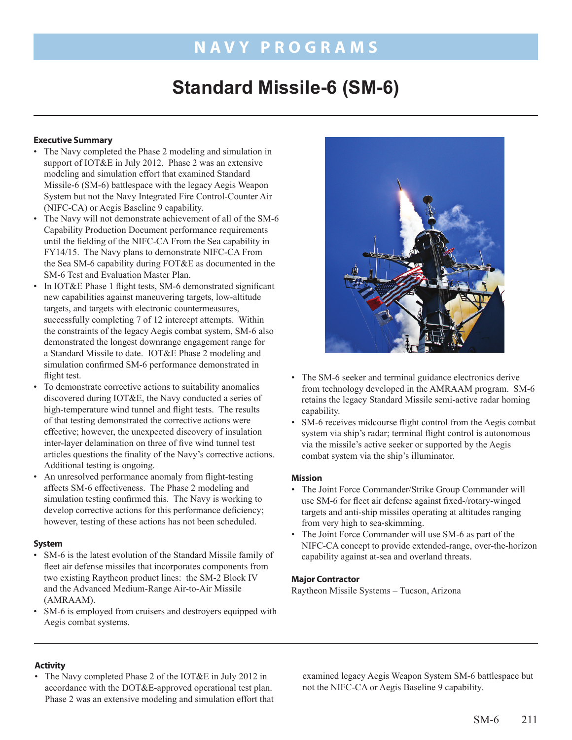# Standard Missile-6 (SM-6)

## Executive Summary

- The Navy completed the Phase 2 modeling and simulation in support of IOT&E in July 2012. Phase 2 was an extensive modeling and simulation effort that examined Standard Missile-6 (SM-6) battlespace with the legacy Aegis Weapon System but not the Navy Integrated Fire Control-Counter Air (NIFC-CA) or Aegis Baseline 9 capability.
- The Navy will not demonstrate achievement of all of the SM-6 Capability Production Document performance requirements until the fielding of the NIFC-CA From the Sea capability in FY14/15. The Navy plans to demonstrate NIFC-CA From the Sea SM-6 capability during FOT&E as documented in the SM-6 Test and Evaluation Master Plan.
- In IOT&E Phase 1 flight tests, SM-6 demonstrated significant new capabilities against maneuvering targets, low-altitude targets, and targets with electronic countermeasures, successfully completing 7 of 12 intercept attempts. Within the constraints of the legacy Aegis combat system, SM-6 also demonstrated the longest downrange engagement range for a Standard Missile to date. IOT&E Phase 2 modeling and simulation confirmed SM-6 performance demonstrated in flight test.
- To demonstrate corrective actions to suitability anomalies discovered during IOT&E, the Navy conducted a series of high-temperature wind tunnel and flight tests. The results of that testing demonstrated the corrective actions were effective; however, the unexpected discovery of insulation inter-layer delamination on three of five wind tunnel test articles questions the finality of the Navy's corrective actions. Additional testing is ongoing.
- An unresolved performance anomaly from flight-testing affects SM-6 effectiveness. The Phase 2 modeling and simulation testing confirmed this. The Navy is working to develop corrective actions for this performance deficiency; however, testing of these actions has not been scheduled.

## System

- SM-6 is the latest evolution of the Standard Missile family of fleet air defense missiles that incorporates components from two existing Raytheon product lines: the SM-2 Block IV and the Advanced Medium-Range Air-to-Air Missile (AMRAAM).
- SM-6 is employed from cruisers and destroyers equipped with Aegis combat systems.
- The SM-6 seeker and terminal guidance electronics derive from technology developed in the AMRAAM program. SM-6 retains the legacy Standard Missile semi-active radar homing capability.
- SM-6 receives midcourse flight control from the Aegis combat system via ship's radar; terminal flight control is autonomous via the missile's active seeker or supported by the Aegis combat system via the ship's illuminator.

## Mission

- The Joint Force Commander/Strike Group Commander will use SM-6 for fleet air defense against fixed-/rotary-winged targets and anti-ship missiles operating at altitudes ranging from very high to sea-skimming.
- The Joint Force Commander will use SM-6 as part of the NIFC-CA concept to provide extended-range, over-the-horizon capability against at-sea and overland threats.

## Major Contractor

Raytheon Missile Systems – Tucson, Arizona

## Activity

- The Navy completed Phase 2 of the IOT&E in July 2012 in accordance with the DOT&E-approved operational test plan. Phase 2 was an extensive modeling and simulation effort that examined legacy Aegis Weapon System SM-6 battlespace but not the NIFC-CA or Aegis Baseline 9 capability.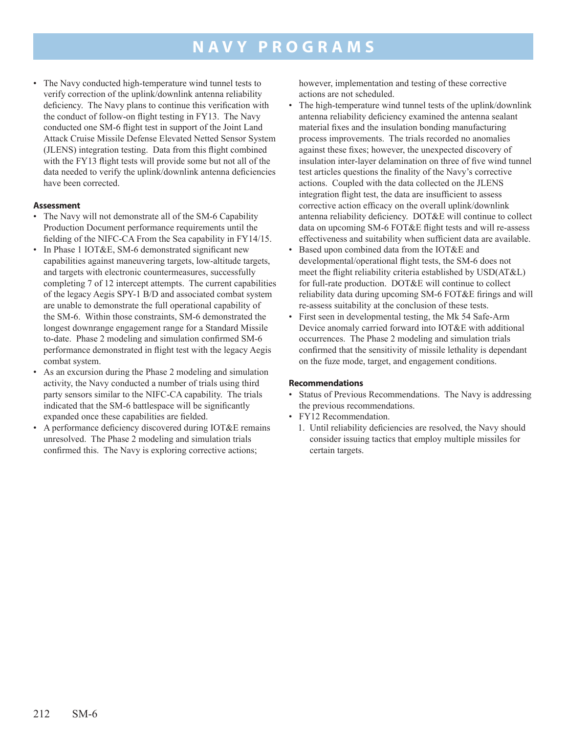- The Navy conducted high-temperature wind tunnel tests to verify correction of the uplink/downlink antenna reliability deficiency. The Navy plans to continue this verification with the conduct of follow-on flight testing in FY13. The Navy conducted one SM-6 flight test in support of the Joint Land Attack Cruise Missile Defense Elevated Netted Sensor System (JLENS) integration testing. Data from this flight combined with the FY13 flight tests will provide some but not all of the data needed to verify the uplink/downlink antenna deficiencies have been corrected.

### Assessment

- The Navy will not demonstrate all of the SM-6 Capability Production Document performance requirements until the fielding of the NIFC-CA From the Sea capability in FY14/15.
- In Phase 1 IOT&E, SM-6 demonstrated significant new capabilities against maneuvering targets, low-altitude targets, and targets with electronic countermeasures, successfully completing 7 of 12 intercept attempts. The current capabilities of the legacy Aegis SPY-1 B/D and associated combat system are unable to demonstrate the full operational capability of the SM-6. Within those constraints, SM-6 demonstrated the longest downrange engagement range for a Standard Missile to-date. Phase 2 modeling and simulation confirmed SM-6 performance demonstrated in flight test with the legacy Aegis combat system.
- As an excursion during the Phase 2 modeling and simulation activity, the Navy conducted a number of trials using third party sensors similar to the NIFC-CA capability. The trials indicated that the SM-6 battlespace will be significantly expanded once these capabilities are fielded.
- A performance deficiency discovered during IOT&E remains unresolved. The Phase 2 modeling and simulation trials confirmed this. The Navy is exploring corrective actions; however, implementation and testing of these corrective actions are not scheduled.
- The high-temperature wind tunnel tests of the uplink/downlink antenna reliability deficiency examined the antenna sealant material fixes and the insulation bonding manufacturing process improvements. The trials recorded no anomalies against these fixes; however, the unexpected discovery of insulation inter-layer delamination on three of five wind tunnel test articles questions the finality of the Navy's corrective actions. Coupled with the data collected on the JLENS integration flight test, the data are insufficient to assess corrective action efficacy on the overall uplink/downlink antenna reliability deficiency. DOT&E will continue to collect data on upcoming SM-6 FOT&E flight tests and will re-assess effectiveness and suitability when sufficient data are available.
- Based upon combined data from the IOT&E and developmental/operational flight tests, the SM-6 does not meet the flight reliability criteria established by USD(AT&L) for full-rate production. DOT&E will continue to collect reliability data during upcoming SM-6 FOT&E firings and will re-assess suitability at the conclusion of these tests.
- First seen in developmental testing, the Mk 54 Safe-Arm Device anomaly carried forward into IOT&E with additional occurrences. The Phase 2 modeling and simulation trials confirmed that the sensitivity of missile lethality is dependant on the fuze mode, target, and engagement conditions.

### Recommendations

- Status of Previous Recommendations. The Navy is addressing the previous recommendations.
- FY12 Recommendation.
  1. Until reliability deficiencies are resolved, the Navy should consider issuing tactics that employ multiple missiles for certain targets.